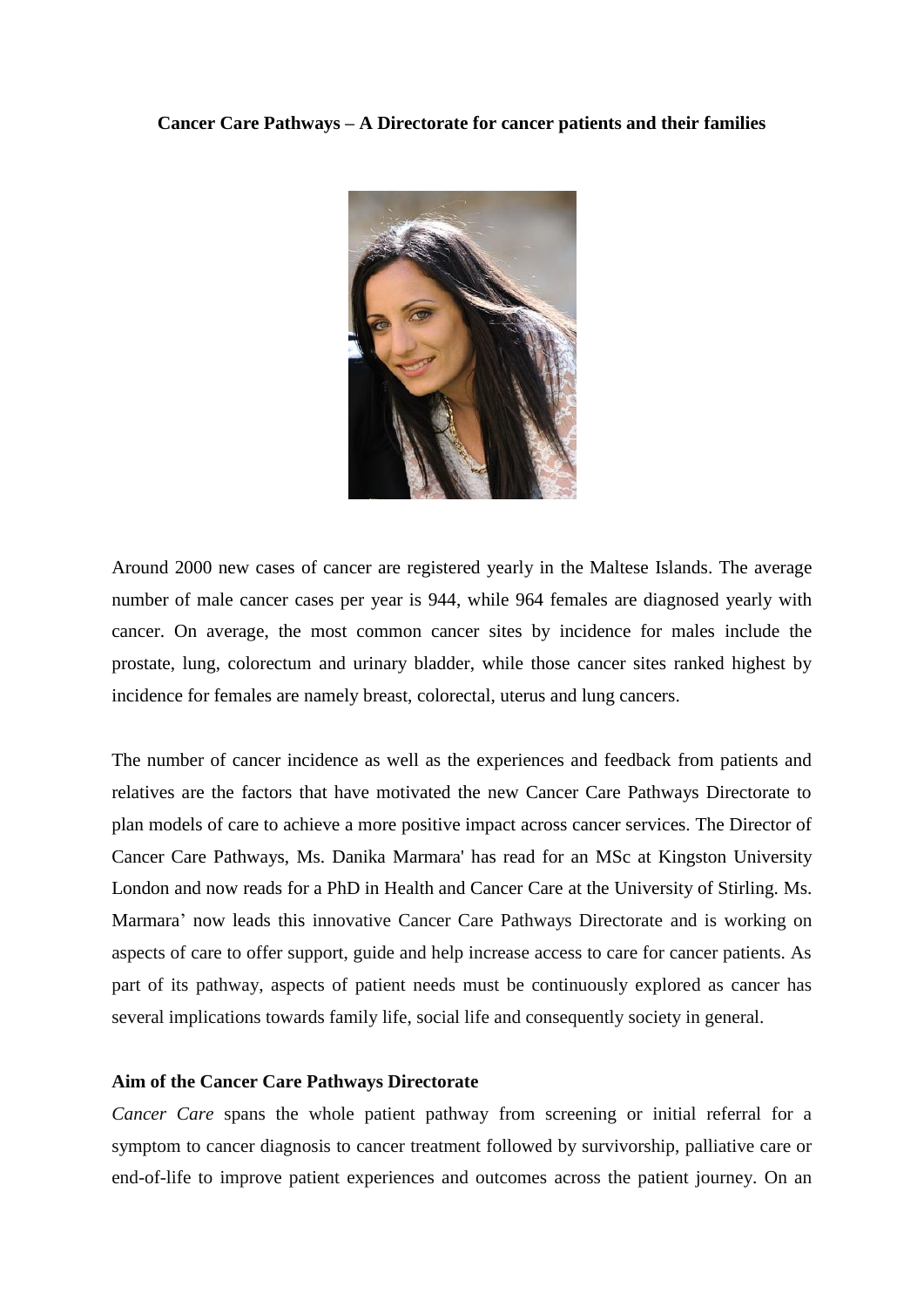**Cancer Care Pathways – A Directorate for cancer patients and their families**

Around 2000 new cases of cancer are registered yearly in the Maltese Islands. The average number of male cancer cases per year is 944, while 964 females are diagnosed yearly with cancer. On average, the most common cancer sites by incidence for males include the prostate, lung, colorectum and urinary bladder, while those cancer sites ranked highest by incidence for females are namely breast, colorectal, uterus and lung cancers.

The number of cancer incidence as well as the experiences and feedback from patients and relatives are the factors that have motivated the new Cancer Care Pathways Directorate to plan models of care to achieve a more positive impact across cancer services. The Director of Cancer Care Pathways, Ms. Danika Marmara' has read for an MSc at Kingston University London and now reads for a PhD in Health and Cancer Care at the University of Stirling. Ms. Marmara' now leads this innovative Cancer Care Pathways Directorate and is working on aspects of care to offer support, guide and help increase access to care for cancer patients. As part of its pathway, aspects of patient needs must be continuously explored as cancer has several implications towards family life, social life and consequently society in general.

**Aim of the Cancer Care Pathways Directorate**

*Cancer Care* spans the whole patient pathway from screening or initial referral for a symptom to cancer diagnosis to cancer treatment followed by survivorship, palliative care or end-of-life to improve patient experiences and outcomes across the patient journey. On an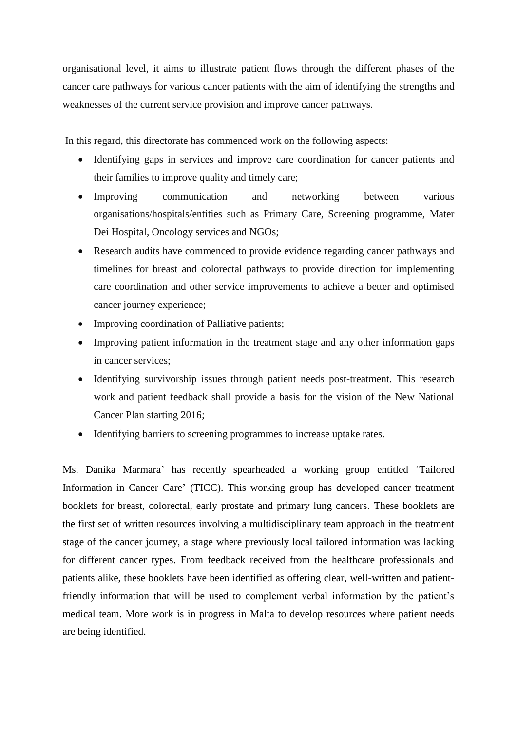organisational level, it aims to illustrate patient flows through the different phases of the cancer care pathways for various cancer patients with the aim of identifying the strengths and weaknesses of the current service provision and improve cancer pathways.

In this regard, this directorate has commenced work on the following aspects:

- Identifying gaps in services and improve care coordination for cancer patients and their families to improve quality and timely care;
- Improving communication and networking between various organisations/hospitals/entities such as Primary Care, Screening programme, Mater Dei Hospital, Oncology services and NGOs;
- Research audits have commenced to provide evidence regarding cancer pathways and timelines for breast and colorectal pathways to provide direction for implementing care coordination and other service improvements to achieve a better and optimised cancer journey experience;
- Improving coordination of Palliative patients;
- Improving patient information in the treatment stage and any other information gaps in cancer services;
- Identifying survivorship issues through patient needs post-treatment. This research work and patient feedback shall provide a basis for the vision of the New National Cancer Plan starting 2016;
- Identifying barriers to screening programmes to increase uptake rates.

Ms. Danika Marmara' has recently spearheaded a working group entitled 'Tailored Information in Cancer Care' (TICC). This working group has developed cancer treatment booklets for breast, colorectal, early prostate and primary lung cancers. These booklets are the first set of written resources involving a multidisciplinary team approach in the treatment stage of the cancer journey, a stage where previously local tailored information was lacking for different cancer types. From feedback received from the healthcare professionals and patients alike, these booklets have been identified as offering clear, well-written and patient-friendly information that will be used to complement verbal information by the patient's medical team. More work is in progress in Malta to develop resources where patient needs are being identified.